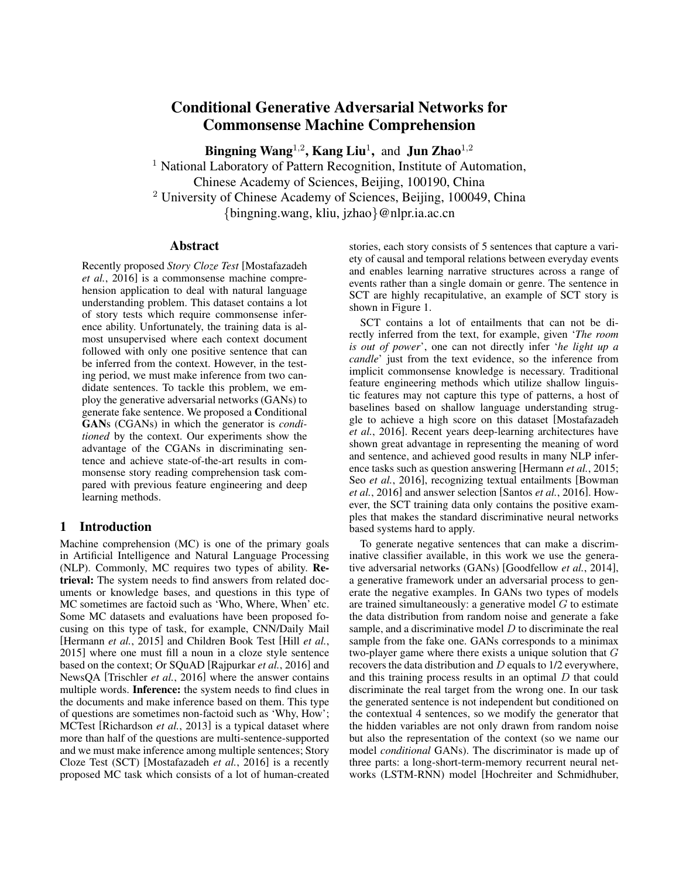# Conditional Generative Adversarial Networks for Commonsense Machine Comprehension

**Bingning Wang**[1,2], **Kang Liu**[1], and **Jun Zhao**[1,2]

[1] National Laboratory of Pattern Recognition, Institute of Automation, Chinese Academy of Sciences, Beijing, 100190, China

[2] University of Chinese Academy of Sciences, Beijing, 100049, China

{bingning.wang, kliu, jzhao}@nlpr.ia.ac.cn

## Abstract

Recently proposed *Story Cloze Test* [Mostafazadeh *et al.*, 2016] is a commonsense machine comprehension application to deal with natural language understanding problem. This dataset contains a lot of story tests which require commonsense inference ability. Unfortunately, the training data is almost unsupervised where each context document followed with only one positive sentence that can be inferred from the context. However, in the testing period, we must make inference from two candidate sentences. To tackle this problem, we employ the generative adversarial networks (GANs) to generate fake sentence. We proposed a **C**onditional **GAN**s (CGANs) in which the generator is *conditioned* by the context. Our experiments show the advantage of the CGANs in discriminating sentence and achieve state-of-the-art results in commonsense story reading comprehension task compared with previous feature engineering and deep learning methods.

## 1 Introduction

Machine comprehension (MC) is one of the primary goals in Artificial Intelligence and Natural Language Processing (NLP). Commonly, MC requires two types of ability. **Retrieval:** The system needs to find answers from related documents or knowledge bases, and questions in this type of MC sometimes are factoid such as 'Who, Where, When' etc. Some MC datasets and evaluations have been proposed focusing on this type of task, for example, CNN/Daily Mail [Hermann *et al.*, 2015] and Children Book Test [Hill *et al.*, 2015] where one must fill a noun in a cloze style sentence based on the context; Or SQuAD [Rajpurkar *et al.*, 2016] and NewsQA [Trischler *et al.*, 2016] where the answer contains multiple words. **Inference:** the system needs to find clues in the documents and make inference based on them. This type of questions are sometimes non-factoid such as 'Why, How'; MCTest [Richardson *et al.*, 2013] is a typical dataset where more than half of the questions are multi-sentence-supported and we must make inference among multiple sentences; Story Cloze Test (SCT) [Mostafazadeh *et al.*, 2016] is a recently proposed MC task which consists of a lot of human-created stories, each story consists of 5 sentences that capture a variety of causal and temporal relations between everyday events and enables learning narrative structures across a range of events rather than a single domain or genre. The sentence in SCT are highly recapitulative, an example of SCT story is shown in Figure 1.

SCT contains a lot of entailments that can not be directly inferred from the text, for example, given '*The room is out of power*', one can not directly infer '*he light up a candle*' just from the text evidence, so the inference from implicit commonsense knowledge is necessary. Traditional feature engineering methods which utilize shallow linguistic features may not capture this type of patterns, a host of baselines based on shallow language understanding struggle to achieve a high score on this dataset [Mostafazadeh *et al.*, 2016]. Recent years deep-learning architectures have shown great advantage in representing the meaning of word and sentence, and achieved good results in many NLP inference tasks such as question answering [Hermann *et al.*, 2015; Seo *et al.*, 2016], recognizing textual entailments [Bowman *et al.*, 2016] and answer selection [Santos *et al.*, 2016]. However, the SCT training data only contains the positive examples that makes the standard discriminative neural networks based systems hard to apply.

To generate negative sentences that can make a discriminative classifier available, in this work we use the generative adversarial networks (GANs) [Goodfellow *et al.*, 2014], a generative framework under an adversarial process to generate the negative examples. In GANs two types of models are trained simultaneously: a generative model $G$ to estimate the data distribution from random noise and generate a fake sample, and a discriminative model $D$ to discriminate the real sample from the fake one. GANs corresponds to a minimax two-player game where there exists a unique solution that $G$ recovers the data distribution and $D$ equals to 1/2 everywhere, and this training process results in an optimal $D$ that could discriminate the real target from the wrong one. In our task the generated sentence is not independent but conditioned on the contextual 4 sentences, so we modify the generator that the hidden variables are not only drawn from random noise but also the representation of the context (so we name our model *conditional* GANs). The discriminator is made up of three parts: a long-short-term-memory recurrent neural networks (LSTM-RNN) model [Hochreiter and Schmidhuber,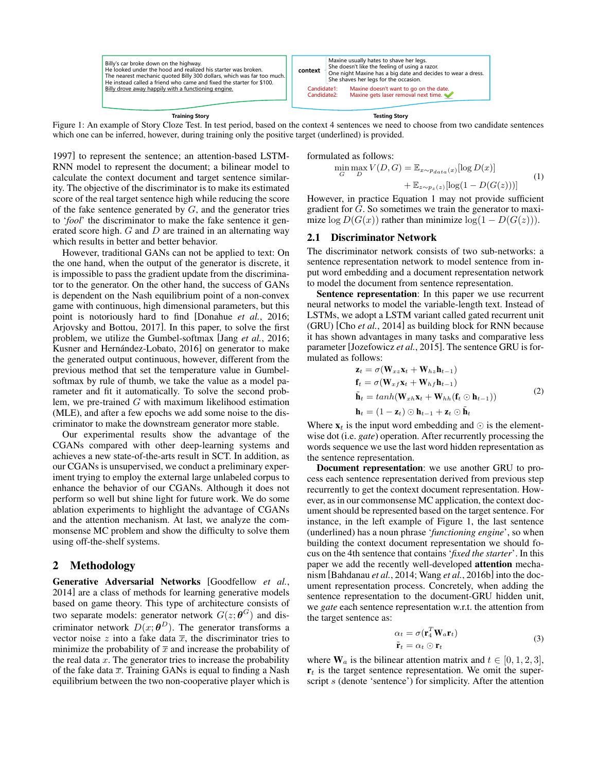| Training Story | Testing Story | |
|---|---|---|
| Billy's car broke down on the highway.<br>He looked under the hood and realized his starter was broken.<br>The nearest mechanic quoted Billy 300 dollars, which was far too much.<br>He instead called a friend who came and fixed the starter for $100.<br>Billy drove away happily with a functioning engine. | **context** | Maxine usually hates to shave her legs.<br>She doesn't like the feeling of using a razor.<br>One night Maxine has a big date and decides to wear a dress.<br>She shaves her legs for the occasion. |
| | Candidate1:<br>Candidate2: | Maxine doesn't want to go on the date.<br>Maxine gets laser removal next time. ✔ |

Figure 1: An example of Story Cloze Test. In test period, based on the context 4 sentences we need to choose from two candidate sentences which one can be inferred, however, during training only the positive target (underlined) is provided.

1997] to represent the sentence; an attention-based LSTM-RNN model to represent the document; a bilinear model to calculate the context document and target sentence similarity. The objective of the discriminator is to make its estimated score of the real target sentence high while reducing the score of the fake sentence generated by $G$, and the generator tries to '*fool*' the discriminator to make the fake sentence it generated score high. $G$ and $D$ are trained in an alternating way which results in better and better behavior.

However, traditional GANs can not be applied to text: On the one hand, when the output of the generator is discrete, it is impossible to pass the gradient update from the discriminator to the generator. On the other hand, the success of GANs is dependent on the Nash equilibrium point of a non-convex game with continuous, high dimensional parameters, but this point is notoriously hard to find [Donahue *et al.*, 2016; Arjovsky and Bottou, 2017]. In this paper, to solve the first problem, we utilize the Gumbel-softmax [Jang *et al.*, 2016; Kusner and Hernández-Lobato, 2016] on generator to make the generated output continuous, however, different from the previous method that set the temperature value in Gumbel-softmax by rule of thumb, we take the value as a model parameter and fit it automatically. To solve the second problem, we pre-trained $G$ with maximum likelihood estimation (MLE), and after a few epochs we add some noise to the discriminator to make the downstream generator more stable.

Our experimental results show the advantage of the CGANs compared with other deep-learning systems and achieves a new state-of-the-arts result in SCT. In addition, as our CGANs is unsupervised, we conduct a preliminary experiment trying to employ the external large unlabeled corpus to enhance the behavior of our CGANs. Although it does not perform so well but shine light for future work. We do some ablation experiments to highlight the advantage of CGANs and the attention mechanism. At last, we analyze the commonsense MC problem and show the difficulty to solve them using off-the-shelf systems.

## 2 Methodology

**Generative Adversarial Networks** [Goodfellow *et al.*, 2014] are a class of methods for learning generative models based on game theory. This type of architecture consists of two separate models: generator network $G(z; \boldsymbol{\theta}^G)$ and discriminator network $D(x; \boldsymbol{\theta}^D)$. The generator transforms a vector noise $z$ into a fake data $\overline{x}$, the discriminator tries to minimize the probability of $\overline{x}$ and increase the probability of the real data $x$. The generator tries to increase the probability of the fake data $\overline{x}$. Training GANs is equal to finding a Nash equilibrium between the two non-cooperative player which is formulated as follows:

$$
\begin{aligned}
\min_{G} \max_{D} V(D, G) = \mathbb{E}_{x \sim p_{data}(x)}[\log D(x)] \\
+ \mathbb{E}_{z \sim p_z(z)}[\log(1 - D(G(z)))]
\end{aligned}
\tag{1}
$$

However, in practice Equation 1 may not provide sufficient gradient for $G$. So sometimes we train the generator to maximize $\log D(G(x))$ rather than minimize $\log(1 - D(G(z)))$.

### 2.1 Discriminator Network

The discriminator network consists of two sub-networks: a sentence representation network to model sentence from input word embedding and a document representation network to model the document from sentence representation.

**Sentence representation**: In this paper we use recurrent neural networks to model the variable-length text. Instead of LSTMs, we adopt a LSTM variant called gated recurrent unit (GRU) [Cho *et al.*, 2014] as building block for RNN because it has shown advantages in many tasks and comparative less parameter [Jozefowicz *et al.*, 2015]. The sentence GRU is formulated as follows:

$$
\begin{aligned}
\mathbf{z}_t &= \sigma(\mathbf{W}_{xz}\mathbf{x}_t + \mathbf{W}_{hz}\mathbf{h}_{t-1}) \\
\mathbf{f}_t &= \sigma(\mathbf{W}_{xf}\mathbf{x}_t + \mathbf{W}_{hf}\mathbf{h}_{t-1}) \\
\tilde{\mathbf{h}}_t &= tanh(\mathbf{W}_{xh}\mathbf{x}_t + \mathbf{W}_{hh}(\mathbf{f}_t \odot \mathbf{h}_{t-1})) \\
\mathbf{h}_t &= (1 - \mathbf{z}_t) \odot \mathbf{h}_{t-1} + \mathbf{z}_t \odot \tilde{\mathbf{h}}_t
\end{aligned}
\tag{2}
$$

Where $\mathbf{x}_t$ is the input word embedding and $\odot$ is the element-wise dot (i.e. *gate*) operation. After recurrently processing the words sequence we use the last word hidden representation as the sentence representation.

**Document representation**: we use another GRU to process each sentence representation derived from previous step recurrently to get the context document representation. However, as in our commonsense MC application, the context document should be represented based on the target sentence. For instance, in the left example of Figure 1, the last sentence (underlined) has a noun phrase '*functioning engine*', so when building the context document representation we should focus on the 4th sentence that contains '*fixed the starter*'. In this paper we add the recently well-developed **attention** mechanism [Bahdanau *et al.*, 2014; Wang *et al.*, 2016b] into the document representation process. Concretely, when adding the sentence representation to the document-GRU hidden unit, we *gate* each sentence representation w.r.t. the attention from the target sentence as:

$$
\begin{aligned}
\alpha_t &= \sigma(\mathbf{r}_4^T \mathbf{W}_a \mathbf{r}_t) \\
\tilde{\mathbf{r}}_t &= \alpha_t \odot \mathbf{r}_t
\end{aligned}
\tag{3}
$$

where $\mathbf{W}_a$ is the bilinear attention matrix and $t \in [0, 1, 2, 3]$, $\mathbf{r}_t$ is the target sentence representation. We omit the superscript $s$ (denote 'sentence') for simplicity. After the attention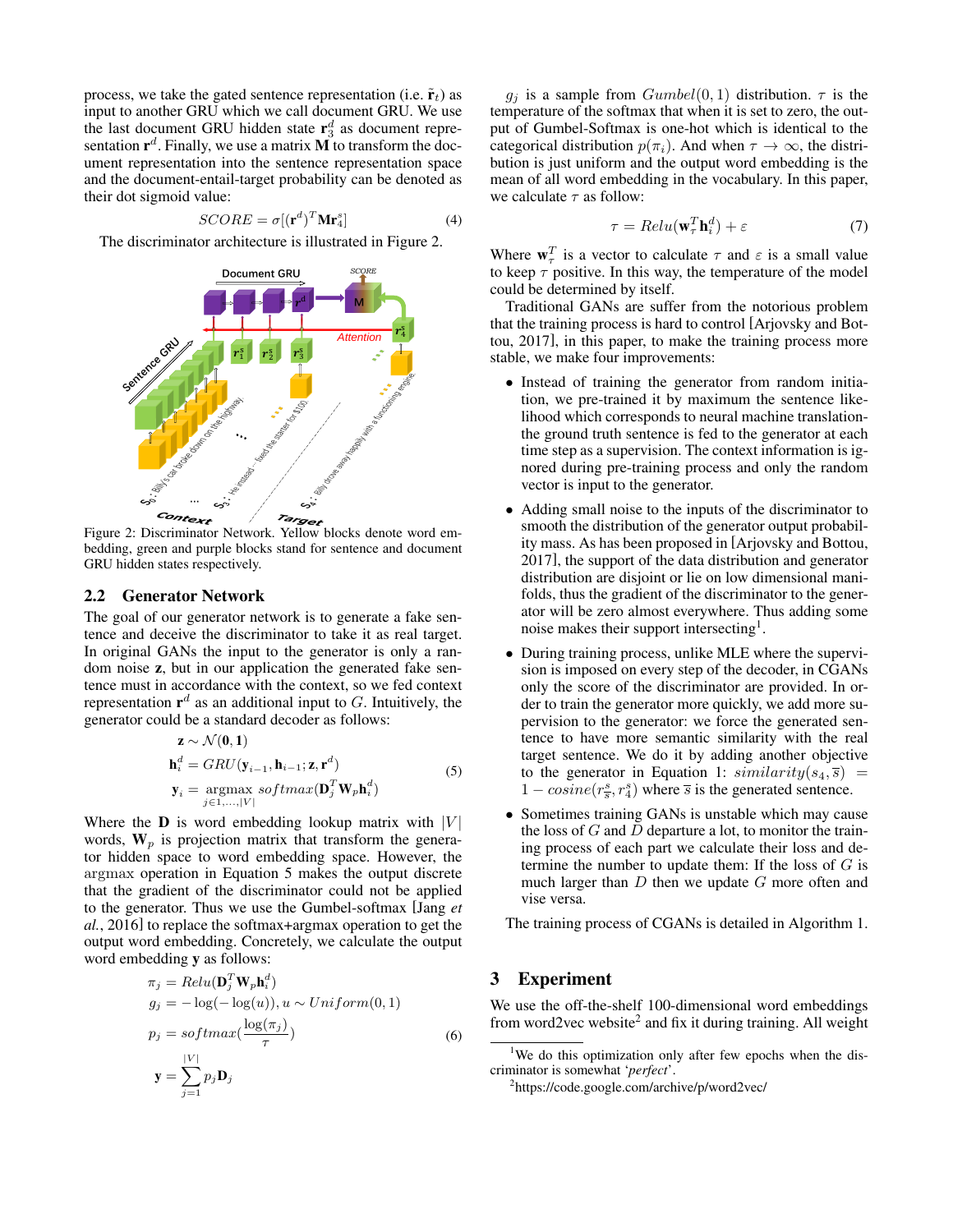process, we take the gated sentence representation (i.e. $\tilde{\mathbf{r}}_t$) as input to another GRU which we call document GRU. We use the last document GRU hidden state $\mathbf{r}_3^d$ as document representation $\mathbf{r}^d$. Finally, we use a matrix $\mathbf{M}$ to transform the document representation into the sentence representation space and the document-entail-target probability can be denoted as their dot sigmoid value:

$$SCORE = \sigma[(\mathbf{r}^d)^T \mathbf{M} \mathbf{r}_4^s] \tag{4}$$

The discriminator architecture is illustrated in Figure 2.

Figure 2: Discriminator Network. Yellow blocks denote word embedding, green and purple blocks stand for sentence and document GRU hidden states respectively.

## 2.2 Generator Network

The goal of our generator network is to generate a fake sentence and deceive the discriminator to take it as real target. In original GANs the input to the generator is only a random noise $\mathbf{z}$, but in our application the generated fake sentence must in accordance with the context, so we fed context representation $\mathbf{r}^d$ as an additional input to $G$. Intuitively, the generator could be a standard decoder as follows:

$$\begin{aligned}
\mathbf{z} &\sim \mathcal{N}(\mathbf{0}, \mathbf{1}) \\
\mathbf{h}_i^d &= GRU(\mathbf{y}_{i-1}, \mathbf{h}_{i-1}; \mathbf{z}, \mathbf{r}^d) \\
\mathbf{y}_i &= \underset{j \in 1,\ldots,|V|}{\operatorname{argmax}}\ softmax(\mathbf{D}_j^T \mathbf{W}_p \mathbf{h}_i^d)
\end{aligned} \tag{5}$$

Where the $\mathbf{D}$ is word embedding lookup matrix with $|V|$ words, $\mathbf{W}_p$ is projection matrix that transform the generator hidden space to word embedding space. However, the argmax operation in Equation 5 makes the output discrete that the gradient of the discriminator could not be applied to the generator. Thus we use the Gumbel-softmax [Jang *et al.*, 2016] to replace the softmax+argmax operation to get the output word embedding. Concretely, we calculate the output word embedding $\mathbf{y}$ as follows:

$$\begin{aligned}
\pi_j &= Relu(\mathbf{D}_j^T \mathbf{W}_p \mathbf{h}_i^d) \\
g_j &= -\log(-\log(u)), u \sim Uniform(0, 1) \\
p_j &= softmax(\frac{\log(\pi_j)}{\tau}) \\
\mathbf{y} &= \sum_{j=1}^{|V|} p_j \mathbf{D}_j
\end{aligned} \tag{6}$$

$g_j$ is a sample from $Gumbel(0, 1)$ distribution. $\tau$ is the temperature of the softmax that when it is set to zero, the output of Gumbel-Softmax is one-hot which is identical to the categorical distribution $p(\pi_i)$. And when $\tau \to \infty$, the distribution is just uniform and the output word embedding is the mean of all word embedding in the vocabulary. In this paper, we calculate $\tau$ as follow:

$$\tau = Relu(\mathbf{w}_\tau^T \mathbf{h}_i^d) + \varepsilon \tag{7}$$

Where $\mathbf{w}_\tau^T$ is a vector to calculate $\tau$ and $\varepsilon$ is a small value to keep $\tau$ positive. In this way, the temperature of the model could be determined by itself.

Traditional GANs are suffer from the notorious problem that the training process is hard to control [Arjovsky and Bottou, 2017], in this paper, to make the training process more stable, we make four improvements:

- Instead of training the generator from random initiation, we pre-trained it by maximum the sentence likelihood which corresponds to neural machine translation-the ground truth sentence is fed to the generator at each time step as a supervision. The context information is ignored during pre-training process and only the random vector is input to the generator.
- Adding small noise to the inputs of the discriminator to smooth the distribution of the generator output probability mass. As has been proposed in [Arjovsky and Bottou, 2017], the support of the data distribution and generator distribution are disjoint or lie on low dimensional manifolds, thus the gradient of the discriminator to the generator will be zero almost everywhere. Thus adding some noise makes their support intersecting[1].
- During training process, unlike MLE where the supervision is imposed on every step of the decoder, in CGANs only the score of the discriminator are provided. In order to train the generator more quickly, we add more supervision to the generator: we force the generated sentence to have more semantic similarity with the real target sentence. We do it by adding another objective to the generator in Equation 1: $similarity(s_4, \overline{s}) = 1 - cosine(r_{\overline{s}}^s, r_4^s)$ where $\overline{s}$ is the generated sentence.
- Sometimes training GANs is unstable which may cause the loss of $G$ and $D$ departure a lot, to monitor the training process of each part we calculate their loss and determine the number to update them: If the loss of $G$ is much larger than $D$ then we update $G$ more often and vise versa.

The training process of CGANs is detailed in Algorithm 1.

# 3 Experiment

We use the off-the-shelf 100-dimensional word embeddings from word2vec website[2] and fix it during training. All weight

[1] We do this optimization only after few epochs when the discriminator is somewhat '*perfect*'.

[2] https://code.google.com/archive/p/word2vec/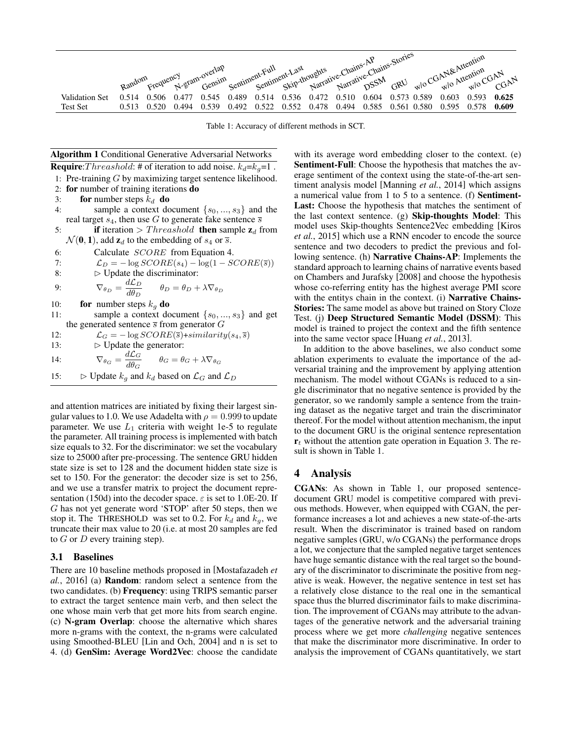| | Random | Frequency | N-gram-overlap | Gensim | Sentiment-Full | Sentiment-Last | Skip-thoughts | Narrative-Chains-AP | Narrative-Chains-Stories | DSSM | GRU | w/o CGAN&Attention | w/o Attention | w/o CGAN | CGAN |
|---|---|---|---|---|---|---|---|---|---|---|---|---|---|---|---|
| Validation Set | 0.514 | 0.506 | 0.477 | 0.545 | 0.489 | 0.514 | 0.536 | 0.472 | 0.510 | 0.604 | 0.573 | 0.589 | 0.603 | 0.593 | **0.625** |
| Test Set | 0.513 | 0.520 | 0.494 | 0.539 | 0.492 | 0.522 | 0.552 | 0.478 | 0.494 | 0.585 | 0.561 | 0.580 | 0.595 | 0.578 | **0.609** |

Table 1: Accuracy of different methods in SCT.

**Algorithm 1** Conditional Generative Adversarial Networks

**Require**: $Threashold$: # of iteration to add noise. $k_d$=$k_g$=1 .

1: Pre-training $G$ by maximizing target sentence likelihood.
2: **for** number of training iterations **do**
3: **for** number steps $k_d$ **do**
4: sample a context document $\{s_0, ..., s_3\}$ and the real target $s_4$, then use $G$ to generate fake sentence $\overline{s}$
5: **if** iteration $> Threashold$ **then** sample $\mathbf{z}_d$ from $\mathcal{N}(\mathbf{0}, \mathbf{1})$, add $\mathbf{z}_d$ to the embedding of $s_4$ or $\overline{s}$.
6: Calculate $SCORE$ from Equation 4.
7: $\mathcal{L}_D = -\log SCORE(s_4) - \log(1 - SCORE(\overline{s}))$
8: $\triangleright$ Update the discriminator:
9: $\nabla_{\theta_D} = \frac{d\mathcal{L}_D}{d\theta_D} \qquad \theta_D = \theta_D + \lambda \nabla_{\theta_D}$
10: **for** number steps $k_g$ **do**
11: sample a context document $\{s_0, ..., s_3\}$ and get the generated sentence $\overline{s}$ from generator $G$
12: $\mathcal{L}_G = -\log SCORE(\overline{s}) + similarity(s_4, \overline{s})$
13: $\triangleright$ Update the generator:
14: $\nabla_{\theta_G} = \frac{d\mathcal{L}_G}{d\theta_G} \qquad \theta_G = \theta_G + \lambda \nabla_{\theta_G}$
15: $\triangleright$ Update $k_g$ and $k_d$ based on $\mathcal{L}_G$ and $\mathcal{L}_D$

and attention matrices are initiated by fixing their largest singular values to 1.0. We use Adadelta with $\rho = 0.999$ to update parameter. We use $L_1$ criteria with weight 1e-5 to regulate the parameter. All training process is implemented with batch size equals to 32. For the discriminator: we set the vocabulary size to 25000 after pre-processing. The sentence GRU hidden state size is set to 128 and the document hidden state size is set to 150. For the generator: the decoder size is set to 256, and we use a transfer matrix to project the document representation (150d) into the decoder space. $\varepsilon$ is set to 1.0E-20. If $G$ has not yet generate word 'STOP' after 50 steps, then we stop it. The THRESHOLD was set to 0.2. For $k_d$ and $k_g$, we truncate their max value to 20 (i.e. at most 20 samples are fed to $G$ or $D$ every training step).

### 3.1 Baselines

There are 10 baseline methods proposed in [Mostafazadeh *et al.*, 2016] (a) **Random**: random select a sentence from the two candidates. (b) **Frequency**: using TRIPS semantic parser to extract the target sentence main verb, and then select the one whose main verb that get more hits from search engine. (c) **N-gram Overlap**: choose the alternative which shares more n-grams with the context, the n-grams were calculated using Smoothed-BLEU [Lin and Och, 2004] and n is set to 4. (d) **GenSim: Average Word2Vec**: choose the candidate with its average word embedding closer to the context. (e) **Sentiment-Full**: Choose the hypothesis that matches the average sentiment of the context using the state-of-the-art sentiment analysis model [Manning *et al.*, 2014] which assigns a numerical value from 1 to 5 to a sentence. (f) **Sentiment-Last:** Choose the hypothesis that matches the sentiment of the last context sentence. (g) **Skip-thoughts Model**: This model uses Skip-thoughts Sentence2Vec embedding [Kiros *et al.*, 2015] which use a RNN encoder to encode the source sentence and two decoders to predict the previous and following sentence. (h) **Narrative Chains-AP**: Implements the standard approach to learning chains of narrative events based on Chambers and Jurafsky [2008] and choose the hypothesis whose co-referring entity has the highest average PMI score with the entitys chain in the context. (i) **Narrative Chains-Stories:** The same model as above but trained on Story Cloze Test. (j) **Deep Structured Semantic Model (DSSM)**: This model is trained to project the context and the fifth sentence into the same vector space [Huang *et al.*, 2013].

In addition to the above baselines, we also conduct some ablation experiments to evaluate the importance of the adversarial training and the improvement by applying attention mechanism. The model without CGANs is reduced to a single discriminator that no negative sentence is provided by the generator, so we randomly sample a sentence from the training dataset as the negative target and train the discriminator thereof. For the model without attention mechanism, the input to the document GRU is the original sentence representation $\mathbf{r}_t$ without the attention gate operation in Equation 3. The result is shown in Table 1.

## 4 Analysis

**CGANs**: As shown in Table 1, our proposed sentence-document GRU model is competitive compared with previous methods. However, when equipped with CGAN, the performance increases a lot and achieves a new state-of-the-arts result. When the discriminator is trained based on random negative samples (GRU, w/o CGANs) the performance drops a lot, we conjecture that the sampled negative target sentences have huge semantic distance with the real target so the boundary of the discriminator to discriminate the positive from negative is weak. However, the negative sentence in test set has a relatively close distance to the real one in the semantical space thus the blurred discriminator fails to make discrimination. The improvement of CGANs may attribute to the advantages of the generative network and the adversarial training process where we get more *challenging* negative sentences that make the discriminator more discriminative. In order to analysis the improvement of CGANs quantitatively, we start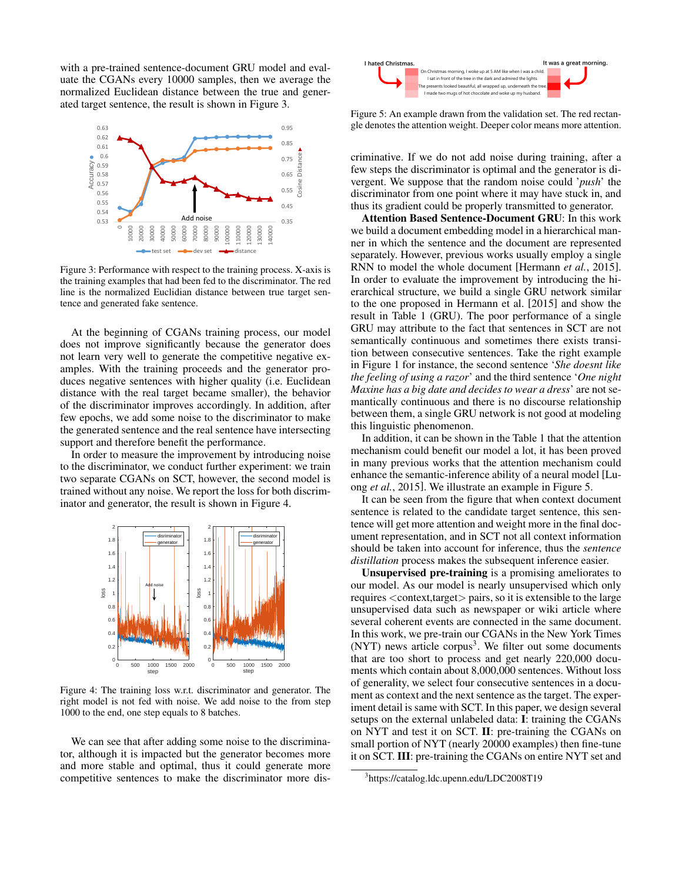with a pre-trained sentence-document GRU model and evaluate the CGANs every 10000 samples, then we average the normalized Euclidean distance between the true and generated target sentence, the result is shown in Figure 3.

Figure 3: Performance with respect to the training process. X-axis is the training examples that had been fed to the discriminator. The red line is the normalized Euclidian distance between true target sentence and generated fake sentence.

At the beginning of CGANs training process, our model does not improve significantly because the generator does not learn very well to generate the competitive negative examples. With the training proceeds and the generator produces negative sentences with higher quality (i.e. Euclidean distance with the real target became smaller), the behavior of the discriminator improves accordingly. In addition, after few epochs, we add some noise to the discriminator to make the generated sentence and the real sentence have intersecting support and therefore benefit the performance.

In order to measure the improvement by introducing noise to the discriminator, we conduct further experiment: we train two separate CGANs on SCT, however, the second model is trained without any noise. We report the loss for both discriminator and generator, the result is shown in Figure 4.

Figure 4: The training loss w.r.t. discriminator and generator. The right model is not fed with noise. We add noise to the from step 1000 to the end, one step equals to 8 batches.

We can see that after adding some noise to the discriminator, although it is impacted but the generator becomes more and more stable and optimal, thus it could generate more competitive sentences to make the discriminator more discriminative. If we do not add noise during training, after a few steps the discriminator is optimal and the generator is divergent. We suppose that the random noise could '*push*' the discriminator from one point where it may have stuck in, and thus its gradient could be properly transmitted to generator.

Figure 5: An example drawn from the validation set. The red rectangle denotes the attention weight. Deeper color means more attention.

**Attention Based Sentence-Document GRU**: In this work we build a document embedding model in a hierarchical manner in which the sentence and the document are represented separately. However, previous works usually employ a single RNN to model the whole document [Hermann *et al.*, 2015]. In order to evaluate the improvement by introducing the hierarchical structure, we build a single GRU network similar to the one proposed in Hermann et al. [2015] and show the result in Table 1 (GRU). The poor performance of a single GRU may attribute to the fact that sentences in SCT are not semantically continuous and sometimes there exists transition between consecutive sentences. Take the right example in Figure 1 for instance, the second sentence '*She doesnt like the feeling of using a razor*' and the third sentence '*One night Maxine has a big date and decides to wear a dress*' are not semantically continuous and there is no discourse relationship between them, a single GRU network is not good at modeling this linguistic phenomenon.

In addition, it can be shown in the Table 1 that the attention mechanism could benefit our model a lot, it has been proved in many previous works that the attention mechanism could enhance the semantic-inference ability of a neural model [Luong *et al.*, 2015]. We illustrate an example in Figure 5.

It can be seen from the figure that when context document sentence is related to the candidate target sentence, this sentence will get more attention and weight more in the final document representation, and in SCT not all context information should be taken into account for inference, thus the *sentence distillation* process makes the subsequent inference easier.

**Unsupervised pre-training** is a promising ameliorates to our model. As our model is nearly unsupervised which only requires <context,target> pairs, so it is extensible to the large unsupervised data such as newspaper or wiki article where several coherent events are connected in the same document. In this work, we pre-train our CGANs in the New York Times (NYT) news article corpus[3]. We filter out some documents that are too short to process and get nearly 220,000 documents which contain about 8,000,000 sentences. Without loss of generality, we select four consecutive sentences in a document as context and the next sentence as the target. The experiment detail is same with SCT. In this paper, we design several setups on the external unlabeled data: **I**: training the CGANs on NYT and test it on SCT. **II**: pre-training the CGANs on small portion of NYT (nearly 20000 examples) then fine-tune it on SCT. **III**: pre-training the CGANs on entire NYT set and

[3]https://catalog.ldc.upenn.edu/LDC2008T19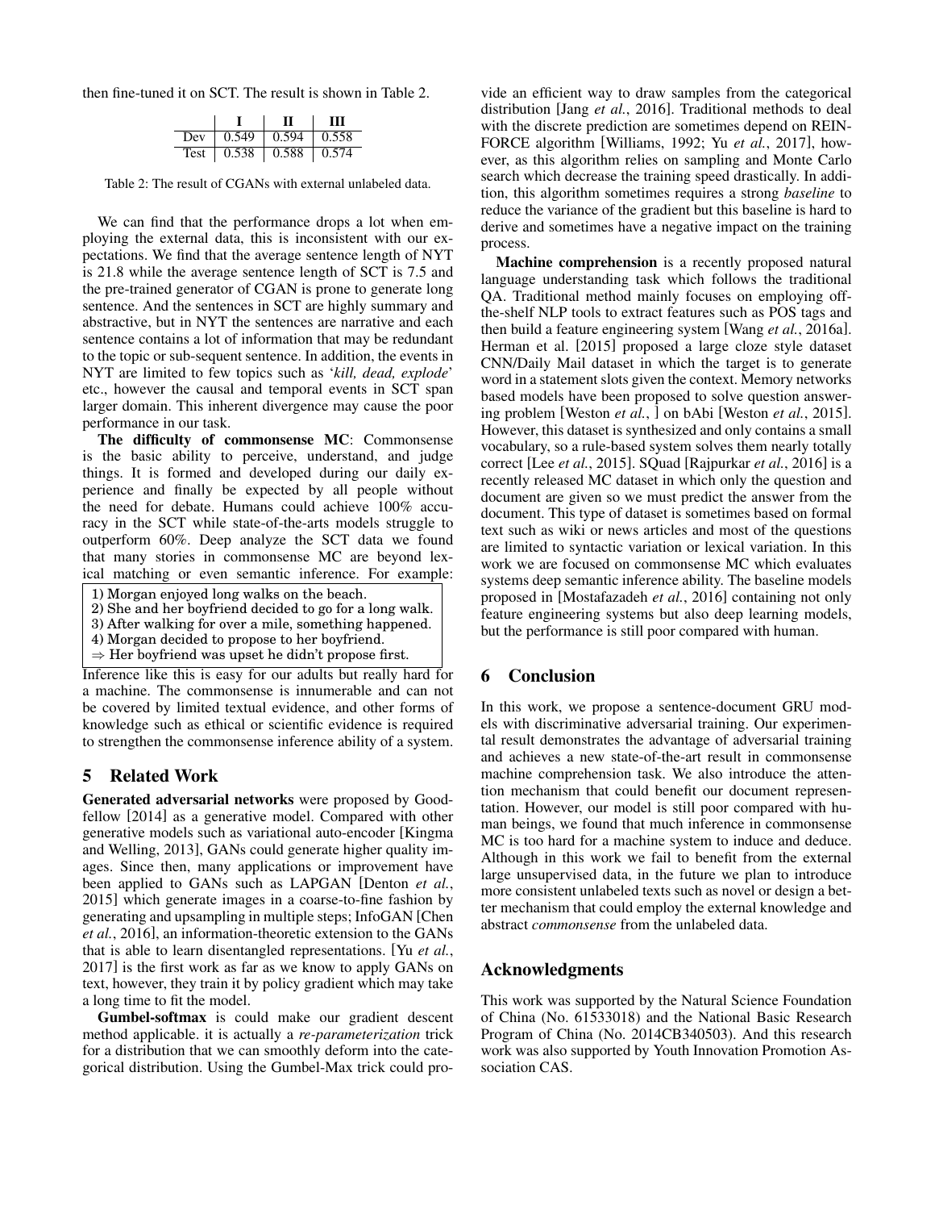then fine-tuned it on SCT. The result is shown in Table 2.

| | I | II | III |
|---|---|---|---|
| Dev | 0.549 | 0.594 | 0.558 |
| Test | 0.538 | 0.588 | 0.574 |

Table 2: The result of CGANs with external unlabeled data.

We can find that the performance drops a lot when employing the external data, this is inconsistent with our expectations. We find that the average sentence length of NYT is 21.8 while the average sentence length of SCT is 7.5 and the pre-trained generator of CGAN is prone to generate long sentence. And the sentences in SCT are highly summary and abstractive, but in NYT the sentences are narrative and each sentence contains a lot of information that may be redundant to the topic or sub-sequent sentence. In addition, the events in NYT are limited to few topics such as '*kill, dead, explode*' etc., however the causal and temporal events in SCT span larger domain. This inherent divergence may cause the poor performance in our task.

**The difficulty of commonsense MC**: Commonsense is the basic ability to perceive, understand, and judge things. It is formed and developed during our daily experience and finally be expected by all people without the need for debate. Humans could achieve 100% accuracy in the SCT while state-of-the-arts models struggle to outperform 60%. Deep analyze the SCT data we found that many stories in commonsense MC are beyond lexical matching or even semantic inference. For example:

```
1) Morgan enjoyed long walks on the beach.
2) She and her boyfriend decided to go for a long walk.
3) After walking for over a mile, something happened.
4) Morgan decided to propose to her boyfriend.
⇒ Her boyfriend was upset he didn't propose first.
```

Inference like this is easy for our adults but really hard for a machine. The commonsense is innumerable and can not be covered by limited textual evidence, and other forms of knowledge such as ethical or scientific evidence is required to strengthen the commonsense inference ability of a system.

## 5 Related Work

**Generated adversarial networks** were proposed by Goodfellow [2014] as a generative model. Compared with other generative models such as variational auto-encoder [Kingma and Welling, 2013], GANs could generate higher quality images. Since then, many applications or improvement have been applied to GANs such as LAPGAN [Denton *et al.*, 2015] which generate images in a coarse-to-fine fashion by generating and upsampling in multiple steps; InfoGAN [Chen *et al.*, 2016], an information-theoretic extension to the GANs that is able to learn disentangled representations. [Yu *et al.*, 2017] is the first work as far as we know to apply GANs on text, however, they train it by policy gradient which may take a long time to fit the model.

**Gumbel-softmax** is could make our gradient descent method applicable. it is actually a *re-parameterization* trick for a distribution that we can smoothly deform into the categorical distribution. Using the Gumbel-Max trick could provide an efficient way to draw samples from the categorical distribution [Jang *et al.*, 2016]. Traditional methods to deal with the discrete prediction are sometimes depend on REINFORCE algorithm [Williams, 1992; Yu *et al.*, 2017], however, as this algorithm relies on sampling and Monte Carlo search which decrease the training speed drastically. In addition, this algorithm sometimes requires a strong *baseline* to reduce the variance of the gradient but this baseline is hard to derive and sometimes have a negative impact on the training process.

**Machine comprehension** is a recently proposed natural language understanding task which follows the traditional QA. Traditional method mainly focuses on employing off-the-shelf NLP tools to extract features such as POS tags and then build a feature engineering system [Wang *et al.*, 2016a]. Herman et al. [2015] proposed a large cloze style dataset CNN/Daily Mail dataset in which the target is to generate word in a statement slots given the context. Memory networks based models have been proposed to solve question answering problem [Weston *et al.*, ] on bAbi [Weston *et al.*, 2015]. However, this dataset is synthesized and only contains a small vocabulary, so a rule-based system solves them nearly totally correct [Lee *et al.*, 2015]. SQuad [Rajpurkar *et al.*, 2016] is a recently released MC dataset in which only the question and document are given so we must predict the answer from the document. This type of dataset is sometimes based on formal text such as wiki or news articles and most of the questions are limited to syntactic variation or lexical variation. In this work we are focused on commonsense MC which evaluates systems deep semantic inference ability. The baseline models proposed in [Mostafazadeh *et al.*, 2016] containing not only feature engineering systems but also deep learning models, but the performance is still poor compared with human.

## 6 Conclusion

In this work, we propose a sentence-document GRU models with discriminative adversarial training. Our experimental result demonstrates the advantage of adversarial training and achieves a new state-of-the-art result in commonsense machine comprehension task. We also introduce the attention mechanism that could benefit our document representation. However, our model is still poor compared with human beings, we found that much inference in commonsense MC is too hard for a machine system to induce and deduce. Although in this work we fail to benefit from the external large unsupervised data, in the future we plan to introduce more consistent unlabeled texts such as novel or design a better mechanism that could employ the external knowledge and abstract *commonsense* from the unlabeled data.

## Acknowledgments

This work was supported by the Natural Science Foundation of China (No. 61533018) and the National Basic Research Program of China (No. 2014CB340503). And this research work was also supported by Youth Innovation Promotion Association CAS.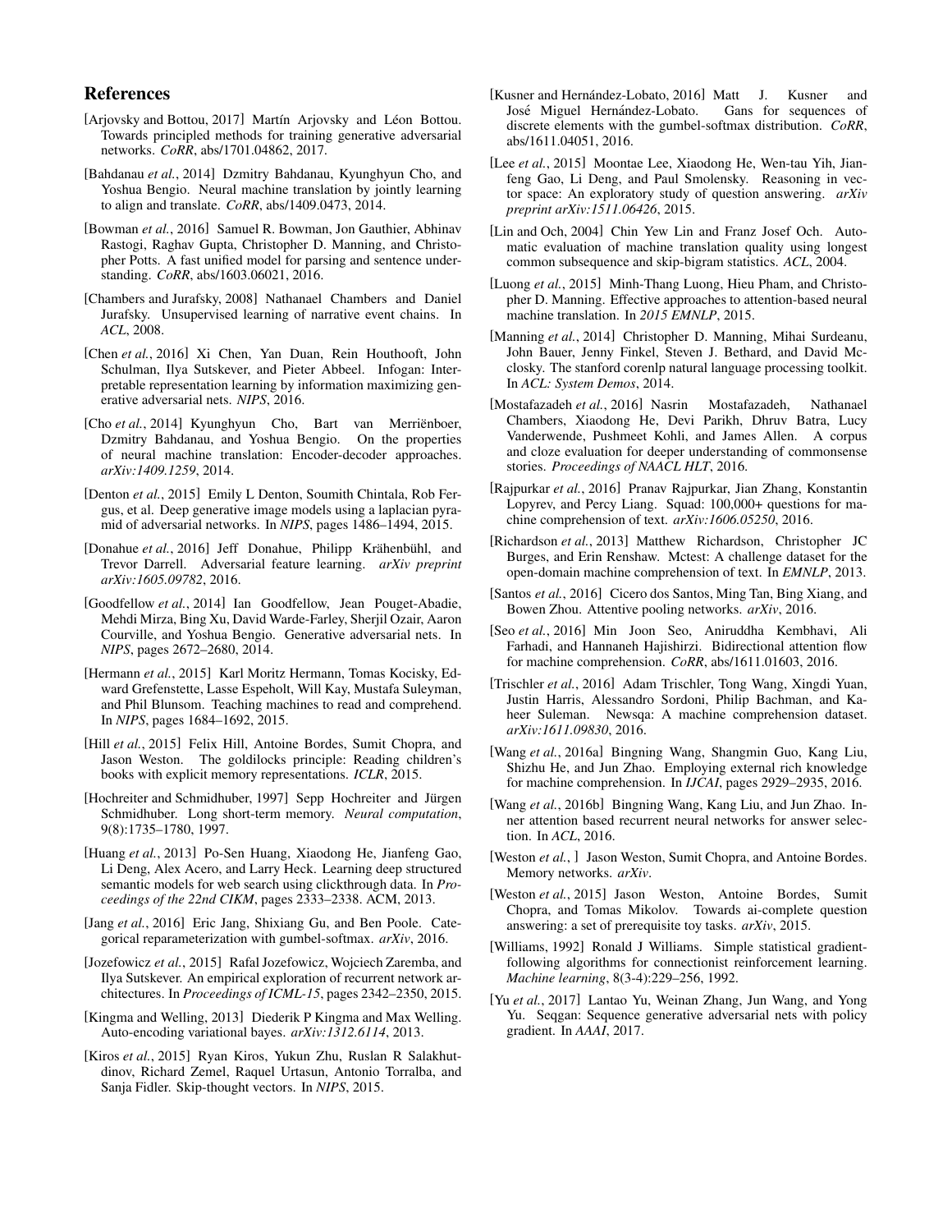## References

[Arjovsky and Bottou, 2017] Martín Arjovsky and Léon Bottou. Towards principled methods for training generative adversarial networks. *CoRR*, abs/1701.04862, 2017.

[Bahdanau *et al.*, 2014] Dzmitry Bahdanau, Kyunghyun Cho, and Yoshua Bengio. Neural machine translation by jointly learning to align and translate. *CoRR*, abs/1409.0473, 2014.

[Bowman *et al.*, 2016] Samuel R. Bowman, Jon Gauthier, Abhinav Rastogi, Raghav Gupta, Christopher D. Manning, and Christopher Potts. A fast unified model for parsing and sentence understanding. *CoRR*, abs/1603.06021, 2016.

[Chambers and Jurafsky, 2008] Nathanael Chambers and Daniel Jurafsky. Unsupervised learning of narrative event chains. In *ACL*, 2008.

[Chen *et al.*, 2016] Xi Chen, Yan Duan, Rein Houthooft, John Schulman, Ilya Sutskever, and Pieter Abbeel. Infogan: Interpretable representation learning by information maximizing generative adversarial nets. *NIPS*, 2016.

[Cho *et al.*, 2014] Kyunghyun Cho, Bart van Merriënboer, Dzmitry Bahdanau, and Yoshua Bengio. On the properties of neural machine translation: Encoder-decoder approaches. *arXiv:1409.1259*, 2014.

[Denton *et al.*, 2015] Emily L Denton, Soumith Chintala, Rob Fergus, et al. Deep generative image models using a laplacian pyramid of adversarial networks. In *NIPS*, pages 1486–1494, 2015.

[Donahue *et al.*, 2016] Jeff Donahue, Philipp Krähenbühl, and Trevor Darrell. Adversarial feature learning. *arXiv preprint arXiv:1605.09782*, 2016.

[Goodfellow *et al.*, 2014] Ian Goodfellow, Jean Pouget-Abadie, Mehdi Mirza, Bing Xu, David Warde-Farley, Sherjil Ozair, Aaron Courville, and Yoshua Bengio. Generative adversarial nets. In *NIPS*, pages 2672–2680, 2014.

[Hermann *et al.*, 2015] Karl Moritz Hermann, Tomas Kocisky, Edward Grefenstette, Lasse Espeholt, Will Kay, Mustafa Suleyman, and Phil Blunsom. Teaching machines to read and comprehend. In *NIPS*, pages 1684–1692, 2015.

[Hill *et al.*, 2015] Felix Hill, Antoine Bordes, Sumit Chopra, and Jason Weston. The goldilocks principle: Reading children's books with explicit memory representations. *ICLR*, 2015.

[Hochreiter and Schmidhuber, 1997] Sepp Hochreiter and Jürgen Schmidhuber. Long short-term memory. *Neural computation*, 9(8):1735–1780, 1997.

[Huang *et al.*, 2013] Po-Sen Huang, Xiaodong He, Jianfeng Gao, Li Deng, Alex Acero, and Larry Heck. Learning deep structured semantic models for web search using clickthrough data. In *Proceedings of the 22nd CIKM*, pages 2333–2338. ACM, 2013.

[Jang *et al.*, 2016] Eric Jang, Shixiang Gu, and Ben Poole. Categorical reparameterization with gumbel-softmax. *arXiv*, 2016.

[Jozefowicz *et al.*, 2015] Rafal Jozefowicz, Wojciech Zaremba, and Ilya Sutskever. An empirical exploration of recurrent network architectures. In *Proceedings of ICML-15*, pages 2342–2350, 2015.

[Kingma and Welling, 2013] Diederik P Kingma and Max Welling. Auto-encoding variational bayes. *arXiv:1312.6114*, 2013.

[Kiros *et al.*, 2015] Ryan Kiros, Yukun Zhu, Ruslan R Salakhutdinov, Richard Zemel, Raquel Urtasun, Antonio Torralba, and Sanja Fidler. Skip-thought vectors. In *NIPS*, 2015.

[Kusner and Hernández-Lobato, 2016] Matt J. Kusner and José Miguel Hernández-Lobato. Gans for sequences of discrete elements with the gumbel-softmax distribution. *CoRR*, abs/1611.04051, 2016.

[Lee *et al.*, 2015] Moontae Lee, Xiaodong He, Wen-tau Yih, Jianfeng Gao, Li Deng, and Paul Smolensky. Reasoning in vector space: An exploratory study of question answering. *arXiv preprint arXiv:1511.06426*, 2015.

[Lin and Och, 2004] Chin Yew Lin and Franz Josef Och. Automatic evaluation of machine translation quality using longest common subsequence and skip-bigram statistics. *ACL*, 2004.

[Luong *et al.*, 2015] Minh-Thang Luong, Hieu Pham, and Christopher D. Manning. Effective approaches to attention-based neural machine translation. In *2015 EMNLP*, 2015.

[Manning *et al.*, 2014] Christopher D. Manning, Mihai Surdeanu, John Bauer, Jenny Finkel, Steven J. Bethard, and David Mcclosky. The stanford corenlp natural language processing toolkit. In *ACL: System Demos*, 2014.

[Mostafazadeh *et al.*, 2016] Nasrin Mostafazadeh, Nathanael Chambers, Xiaodong He, Devi Parikh, Dhruv Batra, Lucy Vanderwende, Pushmeet Kohli, and James Allen. A corpus and cloze evaluation for deeper understanding of commonsense stories. *Proceedings of NAACL HLT*, 2016.

[Rajpurkar *et al.*, 2016] Pranav Rajpurkar, Jian Zhang, Konstantin Lopyrev, and Percy Liang. Squad: 100,000+ questions for machine comprehension of text. *arXiv:1606.05250*, 2016.

[Richardson *et al.*, 2013] Matthew Richardson, Christopher JC Burges, and Erin Renshaw. Mctest: A challenge dataset for the open-domain machine comprehension of text. In *EMNLP*, 2013.

[Santos *et al.*, 2016] Cicero dos Santos, Ming Tan, Bing Xiang, and Bowen Zhou. Attentive pooling networks. *arXiv*, 2016.

[Seo *et al.*, 2016] Min Joon Seo, Aniruddha Kembhavi, Ali Farhadi, and Hannaneh Hajishirzi. Bidirectional attention flow for machine comprehension. *CoRR*, abs/1611.01603, 2016.

[Trischler *et al.*, 2016] Adam Trischler, Tong Wang, Xingdi Yuan, Justin Harris, Alessandro Sordoni, Philip Bachman, and Kaheer Suleman. Newsqa: A machine comprehension dataset. *arXiv:1611.09830*, 2016.

[Wang *et al.*, 2016a] Bingning Wang, Shangmin Guo, Kang Liu, Shizhu He, and Jun Zhao. Employing external rich knowledge for machine comprehension. In *IJCAI*, pages 2929–2935, 2016.

[Wang *et al.*, 2016b] Bingning Wang, Kang Liu, and Jun Zhao. Inner attention based recurrent neural networks for answer selection. In *ACL*, 2016.

[Weston *et al.*, ] Jason Weston, Sumit Chopra, and Antoine Bordes. Memory networks. *arXiv*.

[Weston *et al.*, 2015] Jason Weston, Antoine Bordes, Sumit Chopra, and Tomas Mikolov. Towards ai-complete question answering: a set of prerequisite toy tasks. *arXiv*, 2015.

[Williams, 1992] Ronald J Williams. Simple statistical gradient-following algorithms for connectionist reinforcement learning. *Machine learning*, 8(3-4):229–256, 1992.

[Yu *et al.*, 2017] Lantao Yu, Weinan Zhang, Jun Wang, and Yong Yu. Seqgan: Sequence generative adversarial nets with policy gradient. In *AAAI*, 2017.